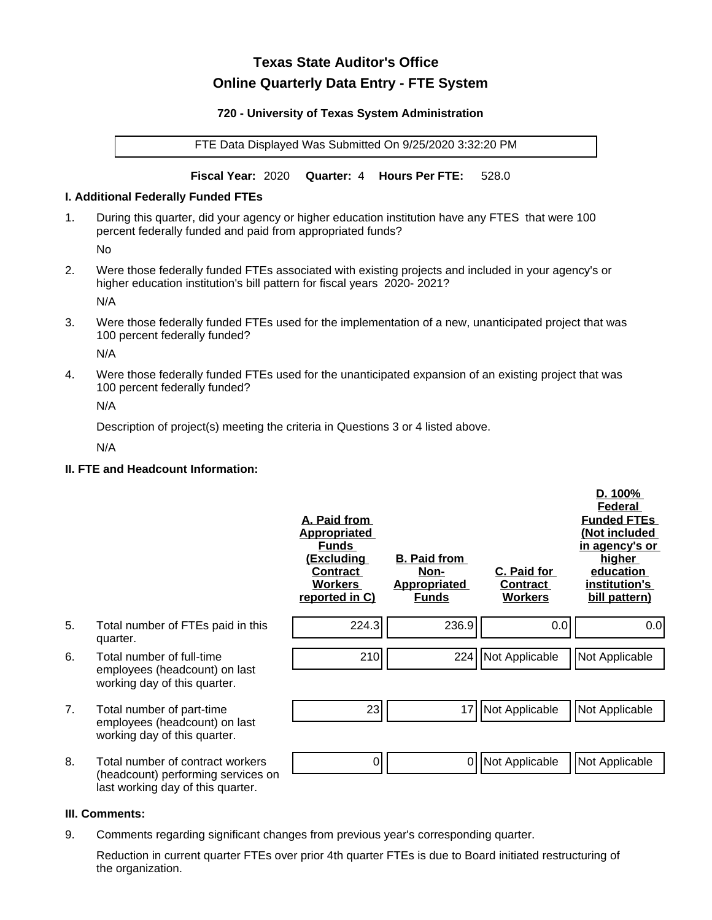# Texas State Auditor's Office

## Online Quarterly Data Entry - FTE System

### 720 - University of Texas System Administration

FTE Data Displayed Was Submitted On 9/25/2020 3:32:20 PM

**Fiscal Year:** 2020 **Quarter:** 4 **Hours Per FTE:** 528.0

### I. Additional Federally Funded FTEs

1. During this quarter, did your agency or higher education institution have any FTES that were 100 percent federally funded and paid from appropriated funds?

   No

2. Were those federally funded FTEs associated with existing projects and included in your agency's or higher education institution's bill pattern for fiscal years 2020- 2021?

   N/A

3. Were those federally funded FTEs used for the implementation of a new, unanticipated project that was 100 percent federally funded?

   N/A

4. Were those federally funded FTEs used for the unanticipated expansion of an existing project that was 100 percent federally funded?

   N/A

   Description of project(s) meeting the criteria in Questions 3 or 4 listed above.

   N/A

### II. FTE and Headcount Information:

| | | A. Paid from Appropriated Funds (Excluding Contract Workers reported in C) | B. Paid from Non-Appropriated Funds | C. Paid for Contract Workers | D. 100% Federal Funded FTEs (Not included in agency's or higher education institution's bill pattern) |
|---|---|---|---|---|---|
| 5. | Total number of FTEs paid in this quarter. | 224.3 | 236.9 | 0.0 | 0.0 |
| 6. | Total number of full-time employees (headcount) on last working day of this quarter. | 210 | 224 | Not Applicable | Not Applicable |
| 7. | Total number of part-time employees (headcount) on last working day of this quarter. | 23 | 17 | Not Applicable | Not Applicable |
| 8. | Total number of contract workers (headcount) performing services on last working day of this quarter. | 0 | 0 | Not Applicable | Not Applicable |

### III. Comments:

9. Comments regarding significant changes from previous year's corresponding quarter.

   Reduction in current quarter FTEs over prior 4th quarter FTEs is due to Board initiated restructuring of the organization.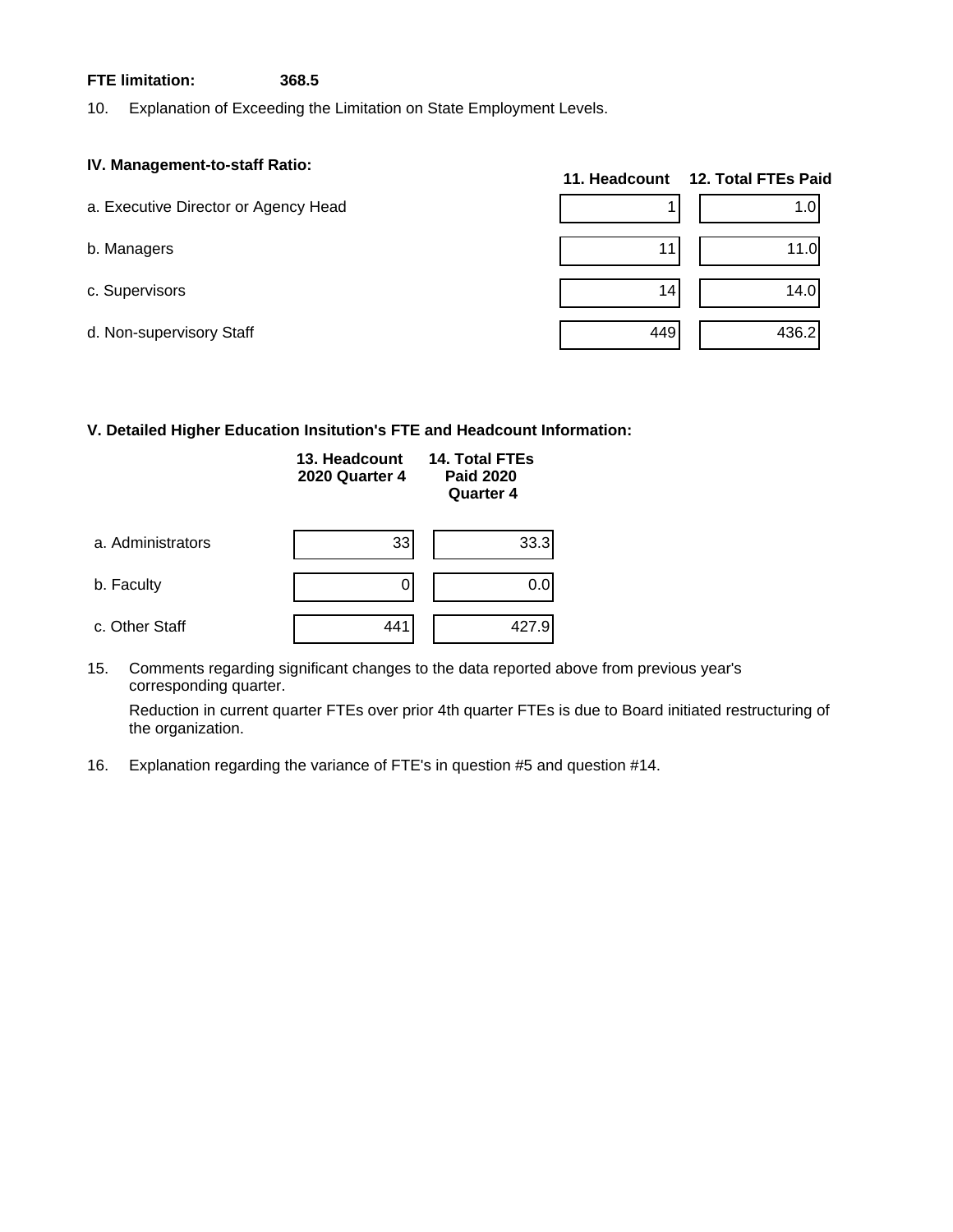**FTE limitation: 368.5**

10. Explanation of Exceeding the Limitation on State Employment Levels.

### IV. Management-to-staff Ratio:

| | 11. Headcount | 12. Total FTEs Paid |
|---|---|---|
| a. Executive Director or Agency Head | 1 | 1.0 |
| b. Managers | 11 | 11.0 |
| c. Supervisors | 14 | 14.0 |
| d. Non-supervisory Staff | 449 | 436.2 |

### V. Detailed Higher Education Insitution's FTE and Headcount Information:

| | 13. Headcount 2020 Quarter 4 | 14. Total FTEs Paid 2020 Quarter 4 |
|---|---|---|
| a. Administrators | 33 | 33.3 |
| b. Faculty | 0 | 0.0 |
| c. Other Staff | 441 | 427.9 |

15. Comments regarding significant changes to the data reported above from previous year's corresponding quarter.

    Reduction in current quarter FTEs over prior 4th quarter FTEs is due to Board initiated restructuring of the organization.

16. Explanation regarding the variance of FTE's in question #5 and question #14.